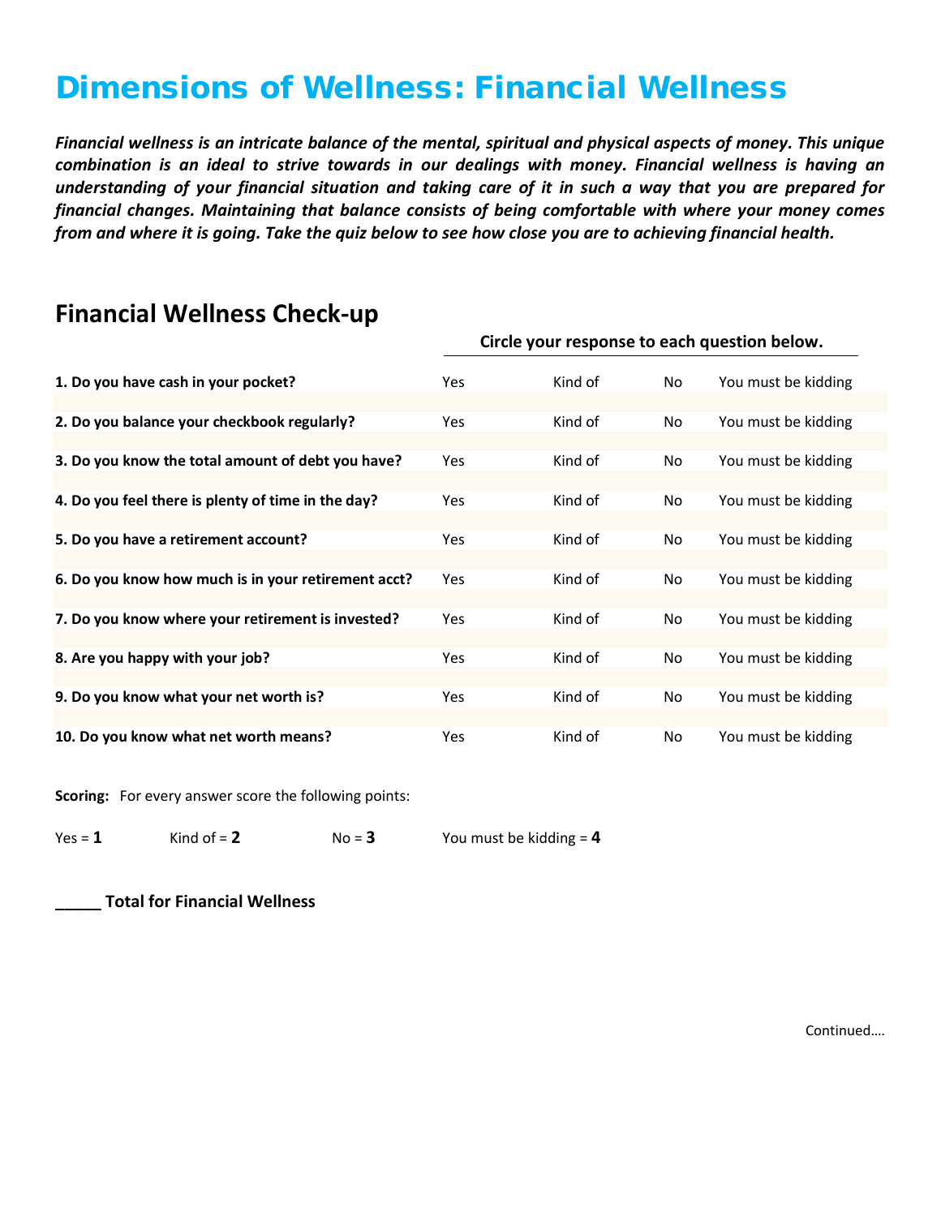# Dimensions of Wellness: Financial Wellness

***Financial wellness is an intricate balance of the mental, spiritual and physical aspects of money. This unique combination is an ideal to strive towards in our dealings with money. Financial wellness is having an understanding of your financial situation and taking care of it in such a way that you are prepared for financial changes. Maintaining that balance consists of being comfortable with where your money comes from and where it is going. Take the quiz below to see how close you are to achieving financial health.***

## Financial Wellness Check-up

| | **Circle your response to each question below.** | | | |
|---|---|---|---|---|
| **1. Do you have cash in your pocket?** | Yes | Kind of | No | You must be kidding |
| **2. Do you balance your checkbook regularly?** | Yes | Kind of | No | You must be kidding |
| **3. Do you know the total amount of debt you have?** | Yes | Kind of | No | You must be kidding |
| **4. Do you feel there is plenty of time in the day?** | Yes | Kind of | No | You must be kidding |
| **5. Do you have a retirement account?** | Yes | Kind of | No | You must be kidding |
| **6. Do you know how much is in your retirement acct?** | Yes | Kind of | No | You must be kidding |
| **7. Do you know where your retirement is invested?** | Yes | Kind of | No | You must be kidding |
| **8. Are you happy with your job?** | Yes | Kind of | No | You must be kidding |
| **9. Do you know what your net worth is?** | Yes | Kind of | No | You must be kidding |
| **10. Do you know what net worth means?** | Yes | Kind of | No | You must be kidding |

**Scoring:** For every answer score the following points:

Yes = **1**  Kind of = **2**  No = **3**  You must be kidding = **4**

**_____ Total for Financial Wellness**

Continued….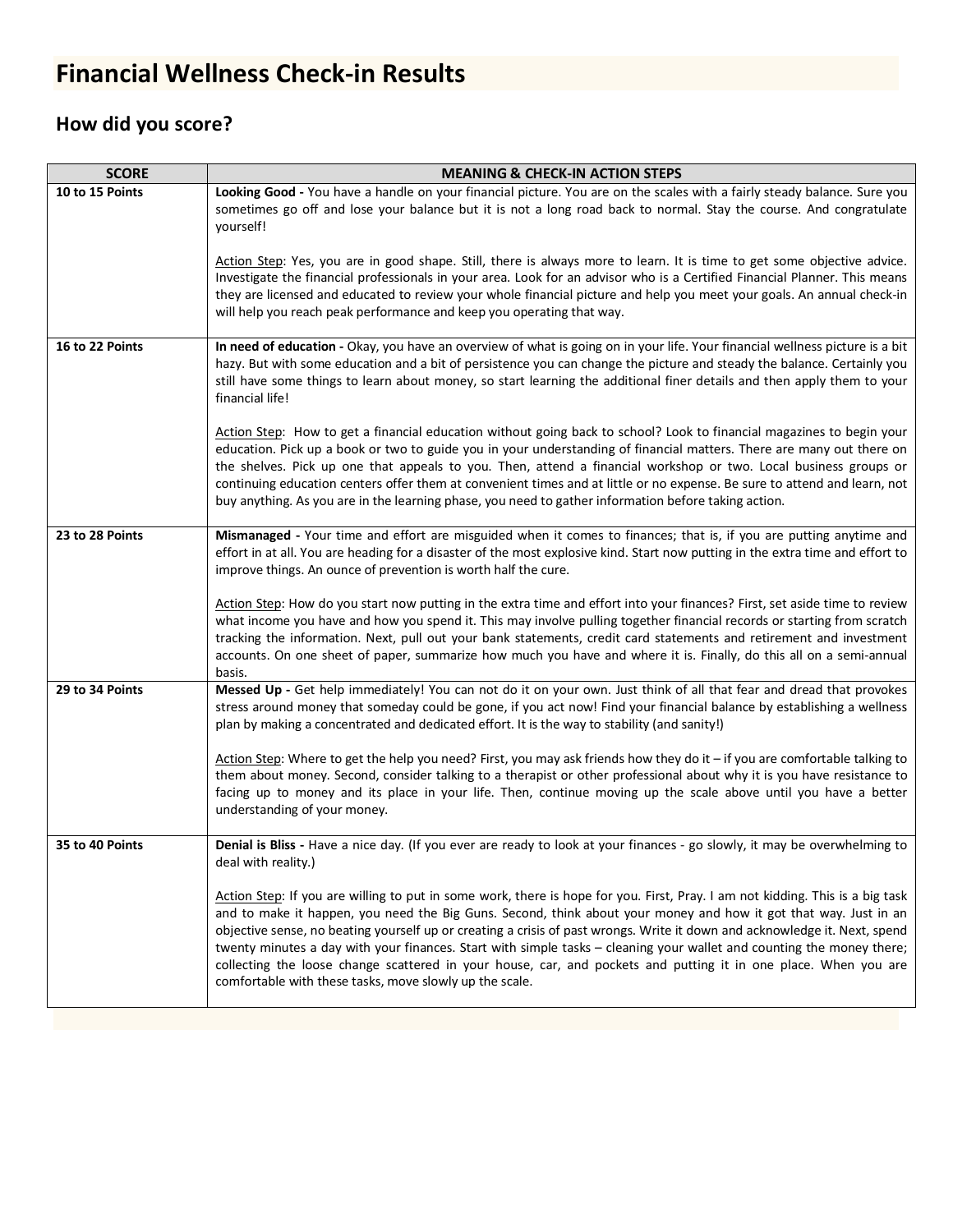# Financial Wellness Check-in Results

## How did you score?

| SCORE | MEANING & CHECK-IN ACTION STEPS |
|---|---|
| **10 to 15 Points** | **Looking Good -** You have a handle on your financial picture. You are on the scales with a fairly steady balance. Sure you sometimes go off and lose your balance but it is not a long road back to normal. Stay the course. And congratulate yourself!<br><br>Action Step: Yes, you are in good shape. Still, there is always more to learn. It is time to get some objective advice. Investigate the financial professionals in your area. Look for an advisor who is a Certified Financial Planner. This means they are licensed and educated to review your whole financial picture and help you meet your goals. An annual check-in will help you reach peak performance and keep you operating that way. |
| **16 to 22 Points** | **In need of education -** Okay, you have an overview of what is going on in your life. Your financial wellness picture is a bit hazy. But with some education and a bit of persistence you can change the picture and steady the balance. Certainly you still have some things to learn about money, so start learning the additional finer details and then apply them to your financial life!<br><br>Action Step: How to get a financial education without going back to school? Look to financial magazines to begin your education. Pick up a book or two to guide you in your understanding of financial matters. There are many out there on the shelves. Pick up one that appeals to you. Then, attend a financial workshop or two. Local business groups or continuing education centers offer them at convenient times and at little or no expense. Be sure to attend and learn, not buy anything. As you are in the learning phase, you need to gather information before taking action. |
| **23 to 28 Points** | **Mismanaged -** Your time and effort are misguided when it comes to finances; that is, if you are putting anytime and effort in at all. You are heading for a disaster of the most explosive kind. Start now putting in the extra time and effort to improve things. An ounce of prevention is worth half the cure.<br><br>Action Step: How do you start now putting in the extra time and effort into your finances? First, set aside time to review what income you have and how you spend it. This may involve pulling together financial records or starting from scratch tracking the information. Next, pull out your bank statements, credit card statements and retirement and investment accounts. On one sheet of paper, summarize how much you have and where it is. Finally, do this all on a semi-annual basis. |
| **29 to 34 Points** | **Messed Up -** Get help immediately! You can not do it on your own. Just think of all that fear and dread that provokes stress around money that someday could be gone, if you act now! Find your financial balance by establishing a wellness plan by making a concentrated and dedicated effort. It is the way to stability (and sanity!)<br><br>Action Step: Where to get the help you need? First, you may ask friends how they do it – if you are comfortable talking to them about money. Second, consider talking to a therapist or other professional about why it is you have resistance to facing up to money and its place in your life. Then, continue moving up the scale above until you have a better understanding of your money. |
| **35 to 40 Points** | **Denial is Bliss -** Have a nice day. (If you ever are ready to look at your finances - go slowly, it may be overwhelming to deal with reality.)<br><br>Action Step: If you are willing to put in some work, there is hope for you. First, Pray. I am not kidding. This is a big task and to make it happen, you need the Big Guns. Second, think about your money and how it got that way. Just in an objective sense, no beating yourself up or creating a crisis of past wrongs. Write it down and acknowledge it. Next, spend twenty minutes a day with your finances. Start with simple tasks – cleaning your wallet and counting the money there; collecting the loose change scattered in your house, car, and pockets and putting it in one place. When you are comfortable with these tasks, move slowly up the scale. |